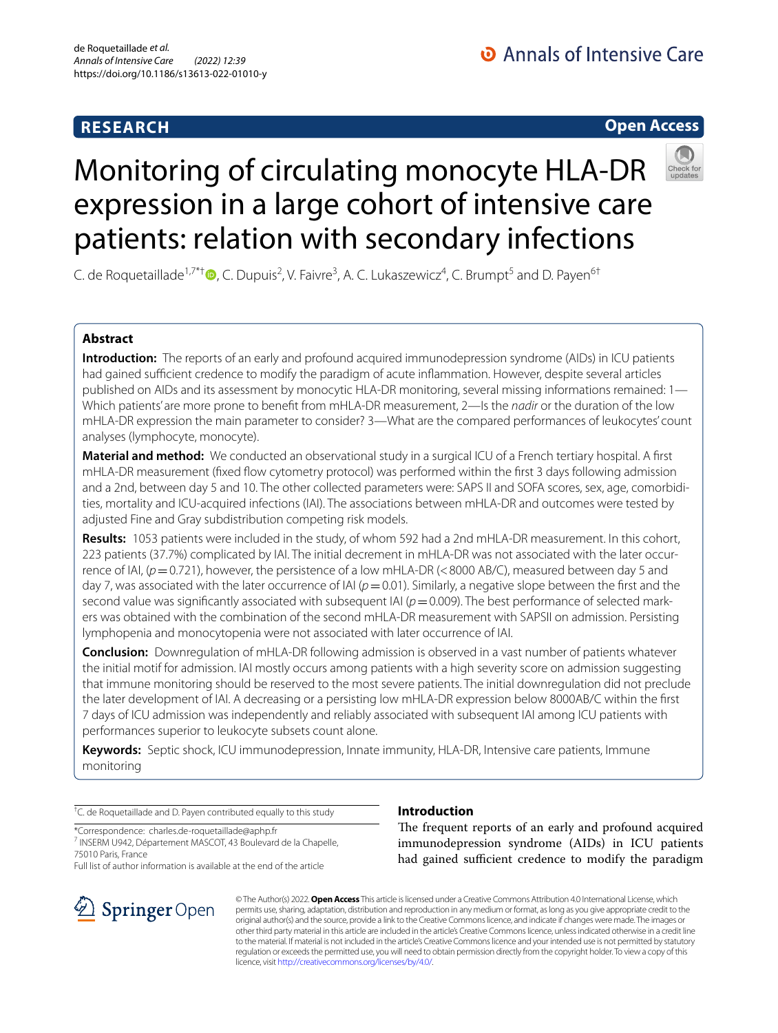RESEARCH

Open Access

# Monitoring of circulating monocyte HLA-DR expression in a large cohort of intensive care patients: relation with secondary infections

C. de Roquetaillade[1,7*†], C. Dupuis[2], V. Faivre[3], A. C. Lukaszewicz[4], C. Brumpt[5] and D. Payen[6†]

## Abstract

**Introduction:** The reports of an early and profound acquired immunodepression syndrome (AIDs) in ICU patients had gained sufficient credence to modify the paradigm of acute inflammation. However, despite several articles published on AIDs and its assessment by monocytic HLA-DR monitoring, several missing informations remained: 1—Which patients' are more prone to benefit from mHLA-DR measurement, 2—Is the *nadir* or the duration of the low mHLA-DR expression the main parameter to consider? 3—What are the compared performances of leukocytes' count analyses (lymphocyte, monocyte).

**Material and method:** We conducted an observational study in a surgical ICU of a French tertiary hospital. A first mHLA-DR measurement (fixed flow cytometry protocol) was performed within the first 3 days following admission and a 2nd, between day 5 and 10. The other collected parameters were: SAPS II and SOFA scores, sex, age, comorbidities, mortality and ICU-acquired infections (IAI). The associations between mHLA-DR and outcomes were tested by adjusted Fine and Gray subdistribution competing risk models.

**Results:** 1053 patients were included in the study, of whom 592 had a 2nd mHLA-DR measurement. In this cohort, 223 patients (37.7%) complicated by IAI. The initial decrement in mHLA-DR was not associated with the later occurrence of IAI, ($p = 0.721$), however, the persistence of a low mHLA-DR (< 8000 AB/C), measured between day 5 and day 7, was associated with the later occurrence of IAI ($p = 0.01$). Similarly, a negative slope between the first and the second value was significantly associated with subsequent IAI ($p = 0.009$). The best performance of selected markers was obtained with the combination of the second mHLA-DR measurement with SAPSII on admission. Persisting lymphopenia and monocytopenia were not associated with later occurrence of IAI.

**Conclusion:** Downregulation of mHLA-DR following admission is observed in a vast number of patients whatever the initial motif for admission. IAI mostly occurs among patients with a high severity score on admission suggesting that immune monitoring should be reserved to the most severe patients. The initial downregulation did not preclude the later development of IAI. A decreasing or a persisting low mHLA-DR expression below 8000AB/C within the first 7 days of ICU admission was independently and reliably associated with subsequent IAI among ICU patients with performances superior to leukocyte subsets count alone.

**Keywords:** Septic shock, ICU immunodepression, Innate immunity, HLA-DR, Intensive care patients, Immune monitoring

†C. de Roquetaillade and D. Payen contributed equally to this study

*Correspondence: charles.de-roquetaillade@aphp.fr
[7] INSERM U942, Département MASCOT, 43 Boulevard de la Chapelle, 75010 Paris, France
Full list of author information is available at the end of the article

## Introduction

The frequent reports of an early and profound acquired immunodepression syndrome (AIDs) in ICU patients had gained sufficient credence to modify the paradigm

© The Author(s) 2022. **Open Access** This article is licensed under a Creative Commons Attribution 4.0 International License, which permits use, sharing, adaptation, distribution and reproduction in any medium or format, as long as you give appropriate credit to the original author(s) and the source, provide a link to the Creative Commons licence, and indicate if changes were made. The images or other third party material in this article are included in the article's Creative Commons licence, unless indicated otherwise in a credit line to the material. If material is not included in the article's Creative Commons licence and your intended use is not permitted by statutory regulation or exceeds the permitted use, you will need to obtain permission directly from the copyright holder. To view a copy of this licence, visit http://creativecommons.org/licenses/by/4.0/.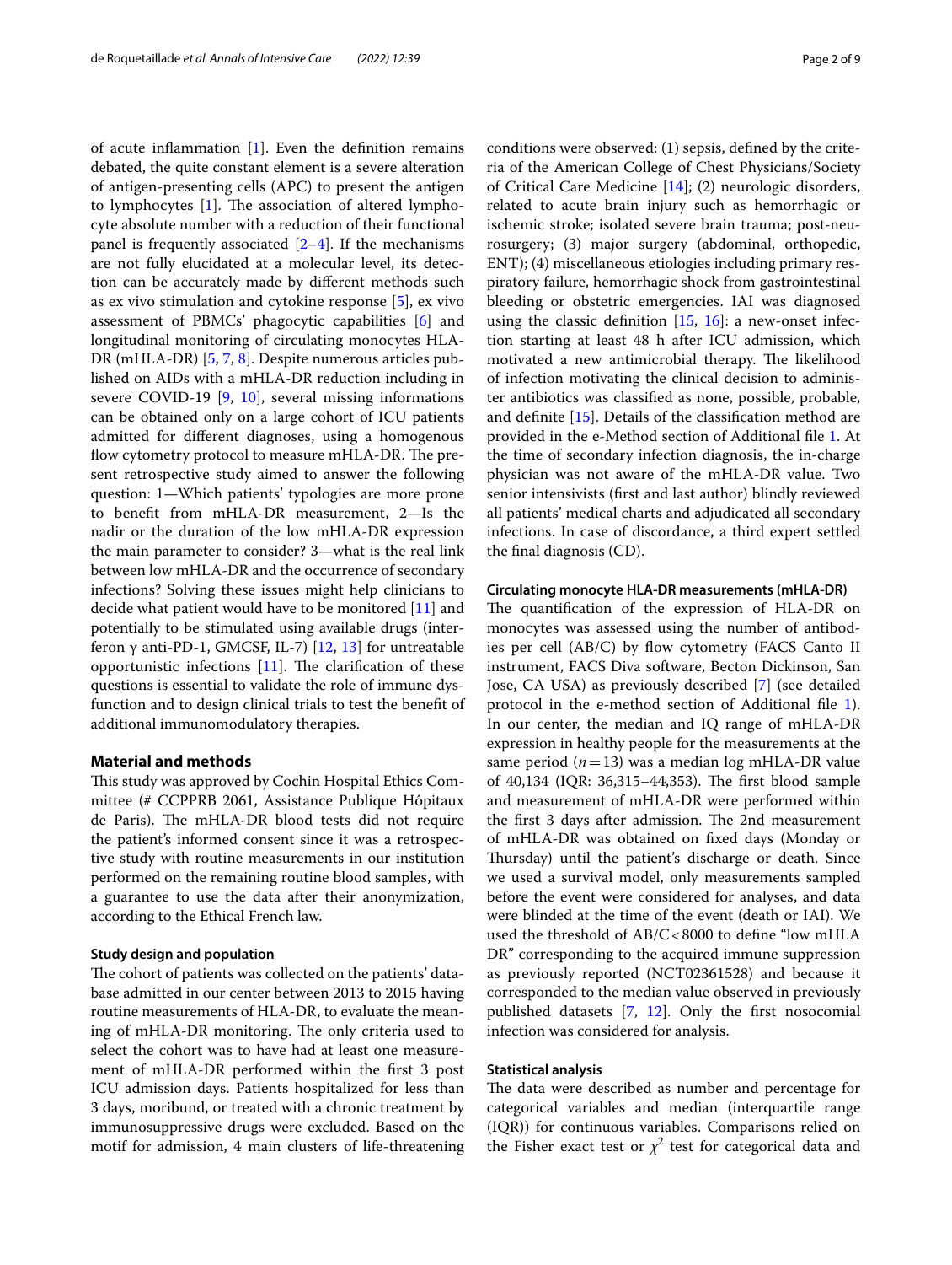of acute inflammation [1]. Even the definition remains debated, the quite constant element is a severe alteration of antigen-presenting cells (APC) to present the antigen to lymphocytes [1]. The association of altered lymphocyte absolute number with a reduction of their functional panel is frequently associated [2–4]. If the mechanisms are not fully elucidated at a molecular level, its detection can be accurately made by different methods such as ex vivo stimulation and cytokine response [5], ex vivo assessment of PBMCs' phagocytic capabilities [6] and longitudinal monitoring of circulating monocytes HLA-DR (mHLA-DR) [5, 7, 8]. Despite numerous articles published on AIDs with a mHLA-DR reduction including in severe COVID-19 [9, 10], several missing informations can be obtained only on a large cohort of ICU patients admitted for different diagnoses, using a homogenous flow cytometry protocol to measure mHLA-DR. The present retrospective study aimed to answer the following question: 1—Which patients' typologies are more prone to benefit from mHLA-DR measurement, 2—Is the nadir or the duration of the low mHLA-DR expression the main parameter to consider? 3—what is the real link between low mHLA-DR and the occurrence of secondary infections? Solving these issues might help clinicians to decide what patient would have to be monitored [11] and potentially to be stimulated using available drugs (interferon γ anti-PD-1, GMCSF, IL-7) [12, 13] for untreatable opportunistic infections [11]. The clarification of these questions is essential to validate the role of immune dysfunction and to design clinical trials to test the benefit of additional immunomodulatory therapies.

## Material and methods

This study was approved by Cochin Hospital Ethics Committee (# CCPPRB 2061, Assistance Publique Hôpitaux de Paris). The mHLA-DR blood tests did not require the patient's informed consent since it was a retrospective study with routine measurements in our institution performed on the remaining routine blood samples, with a guarantee to use the data after their anonymization, according to the Ethical French law.

### Study design and population

The cohort of patients was collected on the patients' database admitted in our center between 2013 to 2015 having routine measurements of HLA-DR, to evaluate the meaning of mHLA-DR monitoring. The only criteria used to select the cohort was to have had at least one measurement of mHLA-DR performed within the first 3 post ICU admission days. Patients hospitalized for less than 3 days, moribund, or treated with a chronic treatment by immunosuppressive drugs were excluded. Based on the motif for admission, 4 main clusters of life-threatening conditions were observed: (1) sepsis, defined by the criteria of the American College of Chest Physicians/Society of Critical Care Medicine [14]; (2) neurologic disorders, related to acute brain injury such as hemorrhagic or ischemic stroke; isolated severe brain trauma; post-neurosurgery; (3) major surgery (abdominal, orthopedic, ENT); (4) miscellaneous etiologies including primary respiratory failure, hemorrhagic shock from gastrointestinal bleeding or obstetric emergencies. IAI was diagnosed using the classic definition [15, 16]: a new-onset infection starting at least 48 h after ICU admission, which motivated a new antimicrobial therapy. The likelihood of infection motivating the clinical decision to administer antibiotics was classified as none, possible, probable, and definite [15]. Details of the classification method are provided in the e-Method section of Additional file 1. At the time of secondary infection diagnosis, the in-charge physician was not aware of the mHLA-DR value. Two senior intensivists (first and last author) blindly reviewed all patients' medical charts and adjudicated all secondary infections. In case of discordance, a third expert settled the final diagnosis (CD).

### Circulating monocyte HLA-DR measurements (mHLA-DR)

The quantification of the expression of HLA-DR on monocytes was assessed using the number of antibodies per cell (AB/C) by flow cytometry (FACS Canto II instrument, FACS Diva software, Becton Dickinson, San Jose, CA USA) as previously described [7] (see detailed protocol in the e-method section of Additional file 1). In our center, the median and IQ range of mHLA-DR expression in healthy people for the measurements at the same period ($n=13$) was a median log mHLA-DR value of 40,134 (IQR: 36,315–44,353). The first blood sample and measurement of mHLA-DR were performed within the first 3 days after admission. The 2nd measurement of mHLA-DR was obtained on fixed days (Monday or Thursday) until the patient's discharge or death. Since we used a survival model, only measurements sampled before the event were considered for analyses, and data were blinded at the time of the event (death or IAI). We used the threshold of AB/C < 8000 to define "low mHLA DR" corresponding to the acquired immune suppression as previously reported (NCT02361528) and because it corresponded to the median value observed in previously published datasets [7, 12]. Only the first nosocomial infection was considered for analysis.

### Statistical analysis

The data were described as number and percentage for categorical variables and median (interquartile range (IQR)) for continuous variables. Comparisons relied on the Fisher exact test or $\chi^2$ test for categorical data and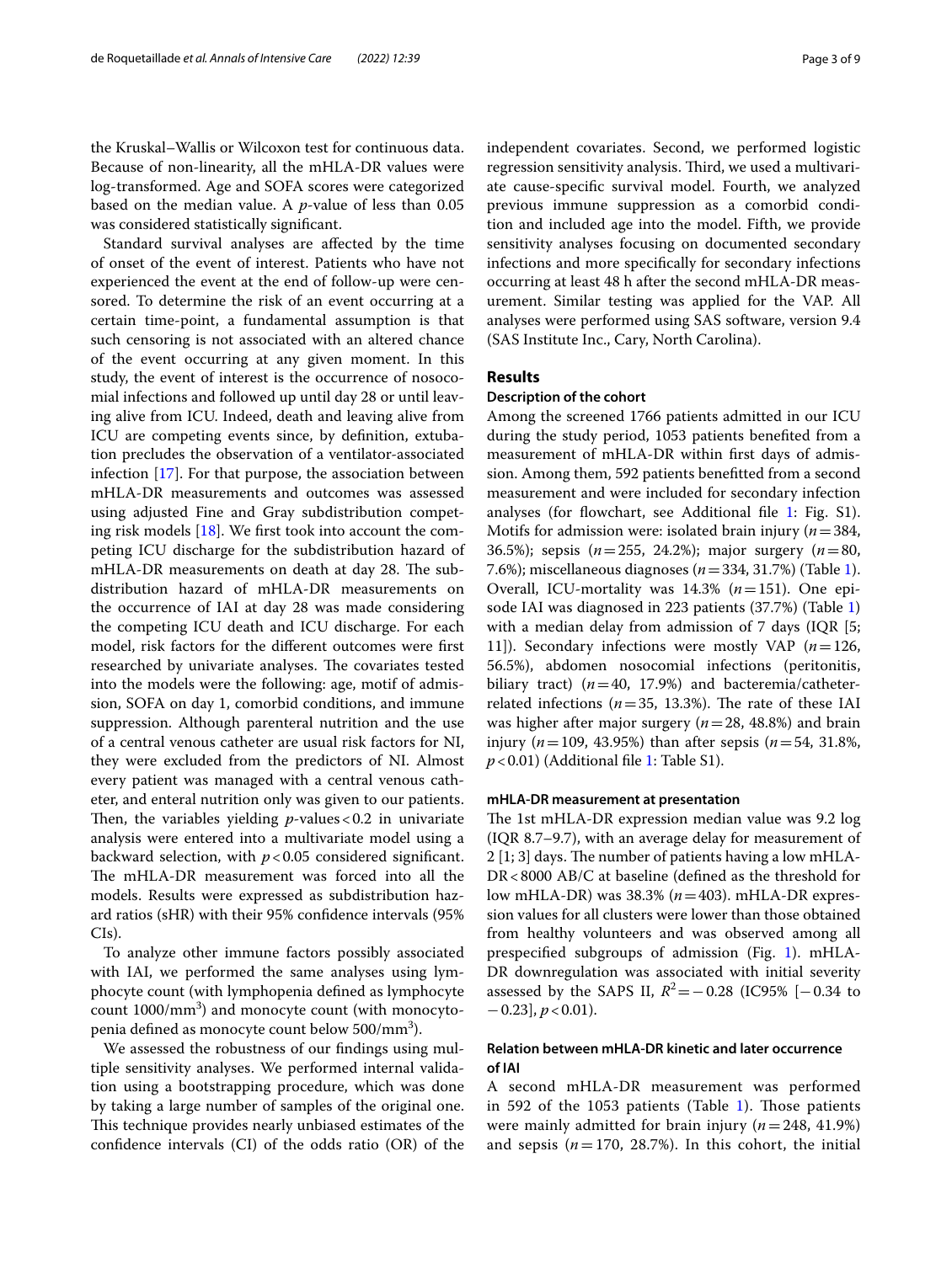the Kruskal–Wallis or Wilcoxon test for continuous data. Because of non-linearity, all the mHLA-DR values were log-transformed. Age and SOFA scores were categorized based on the median value. A *p*-value of less than 0.05 was considered statistically significant.

Standard survival analyses are affected by the time of onset of the event of interest. Patients who have not experienced the event at the end of follow-up were censored. To determine the risk of an event occurring at a certain time-point, a fundamental assumption is that such censoring is not associated with an altered chance of the event occurring at any given moment. In this study, the event of interest is the occurrence of nosocomial infections and followed up until day 28 or until leaving alive from ICU. Indeed, death and leaving alive from ICU are competing events since, by definition, extubation precludes the observation of a ventilator-associated infection [17]. For that purpose, the association between mHLA-DR measurements and outcomes was assessed using adjusted Fine and Gray subdistribution competing risk models [18]. We first took into account the competing ICU discharge for the subdistribution hazard of mHLA-DR measurements on death at day 28. The subdistribution hazard of mHLA-DR measurements on the occurrence of IAI at day 28 was made considering the competing ICU death and ICU discharge. For each model, risk factors for the different outcomes were first researched by univariate analyses. The covariates tested into the models were the following: age, motif of admission, SOFA on day 1, comorbid conditions, and immune suppression. Although parenteral nutrition and the use of a central venous catheter are usual risk factors for NI, they were excluded from the predictors of NI. Almost every patient was managed with a central venous catheter, and enteral nutrition only was given to our patients. Then, the variables yielding *p*-values < 0.2 in univariate analysis were entered into a multivariate model using a backward selection, with $p < 0.05$ considered significant. The mHLA-DR measurement was forced into all the models. Results were expressed as subdistribution hazard ratios (sHR) with their 95% confidence intervals (95% CIs).

To analyze other immune factors possibly associated with IAI, we performed the same analyses using lymphocyte count (with lymphopenia defined as lymphocyte count 1000/mm$^3$) and monocyte count (with monocytopenia defined as monocyte count below 500/mm$^3$).

We assessed the robustness of our findings using multiple sensitivity analyses. We performed internal validation using a bootstrapping procedure, which was done by taking a large number of samples of the original one. This technique provides nearly unbiased estimates of the confidence intervals (CI) of the odds ratio (OR) of the independent covariates. Second, we performed logistic regression sensitivity analysis. Third, we used a multivariate cause-specific survival model. Fourth, we analyzed previous immune suppression as a comorbid condition and included age into the model. Fifth, we provide sensitivity analyses focusing on documented secondary infections and more specifically for secondary infections occurring at least 48 h after the second mHLA-DR measurement. Similar testing was applied for the VAP. All analyses were performed using SAS software, version 9.4 (SAS Institute Inc., Cary, North Carolina).

## Results

### Description of the cohort

Among the screened 1766 patients admitted in our ICU during the study period, 1053 patients benefited from a measurement of mHLA-DR within first days of admission. Among them, 592 patients benefitted from a second measurement and were included for secondary infection analyses (for flowchart, see Additional file 1: Fig. S1). Motifs for admission were: isolated brain injury ($n = 384$, 36.5%); sepsis ($n = 255$, 24.2%); major surgery ($n = 80$, 7.6%); miscellaneous diagnoses ($n = 334$, 31.7%) (Table 1). Overall, ICU-mortality was 14.3% ($n = 151$). One episode IAI was diagnosed in 223 patients (37.7%) (Table 1) with a median delay from admission of 7 days (IQR [5; 11]). Secondary infections were mostly VAP ($n = 126$, 56.5%), abdomen nosocomial infections (peritonitis, biliary tract) ($n = 40$, 17.9%) and bacteremia/catheter-related infections ($n = 35$, 13.3%). The rate of these IAI was higher after major surgery ($n = 28$, 48.8%) and brain injury ($n = 109$, 43.95%) than after sepsis ($n = 54$, 31.8%, $p < 0.01$) (Additional file 1: Table S1).

### mHLA-DR measurement at presentation

The 1st mHLA-DR expression median value was 9.2 log (IQR 8.7–9.7), with an average delay for measurement of 2 [1; 3] days. The number of patients having a low mHLA-DR < 8000 AB/C at baseline (defined as the threshold for low mHLA-DR) was 38.3% ($n = 403$). mHLA-DR expression values for all clusters were lower than those obtained from healthy volunteers and was observed among all prespecified subgroups of admission (Fig. 1). mHLA-DR downregulation was associated with initial severity assessed by the SAPS II, $R^2 = -0.28$ (IC95% [−0.34 to −0.23], $p < 0.01$).

### Relation between mHLA-DR kinetic and later occurrence of IAI

A second mHLA-DR measurement was performed in 592 of the 1053 patients (Table 1). Those patients were mainly admitted for brain injury ($n = 248$, 41.9%) and sepsis ($n = 170$, 28.7%). In this cohort, the initial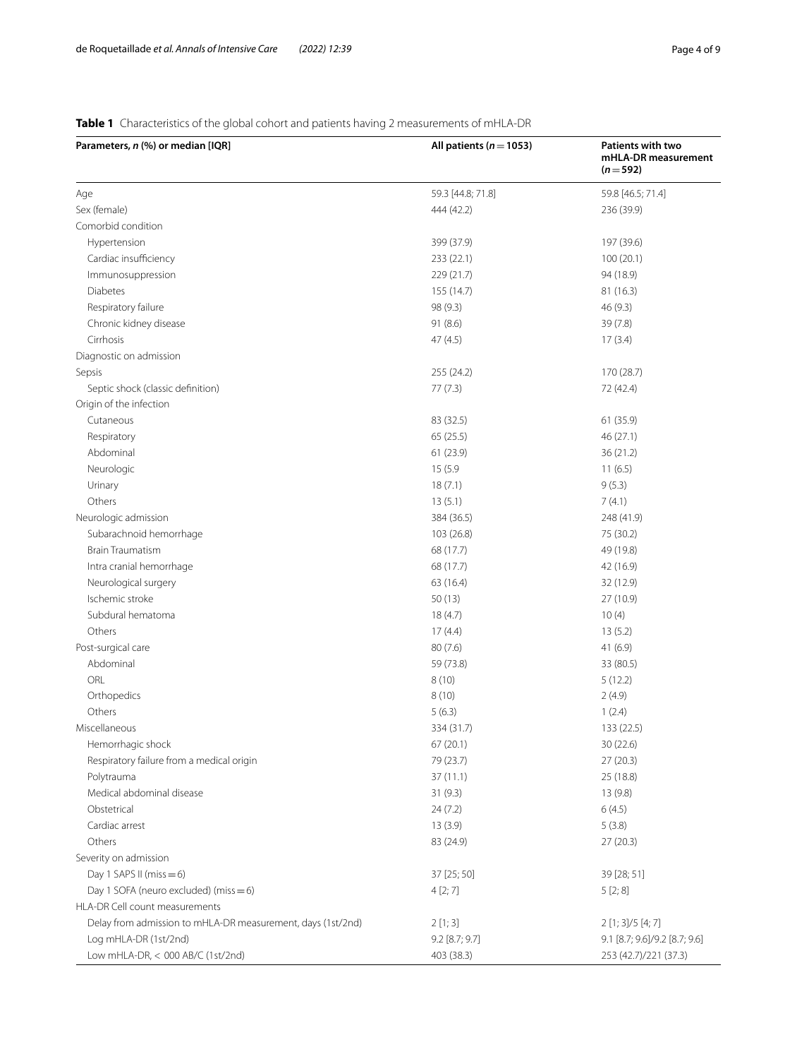**Table 1** Characteristics of the global cohort and patients having 2 measurements of mHLA-DR

| Parameters, *n* (%) or median [IQR] | All patients (*n* = 1053) | Patients with two mHLA-DR measurement (*n* = 592) |
|---|---|---|
| Age | 59.3 [44.8; 71.8] | 59.8 [46.5; 71.4] |
| Sex (female) | 444 (42.2) | 236 (39.9) |
| Comorbid condition | | |
| Hypertension | 399 (37.9) | 197 (39.6) |
| Cardiac insufficiency | 233 (22.1) | 100 (20.1) |
| Immunosuppression | 229 (21.7) | 94 (18.9) |
| Diabetes | 155 (14.7) | 81 (16.3) |
| Respiratory failure | 98 (9.3) | 46 (9.3) |
| Chronic kidney disease | 91 (8.6) | 39 (7.8) |
| Cirrhosis | 47 (4.5) | 17 (3.4) |
| Diagnostic on admission | | |
| Sepsis | 255 (24.2) | 170 (28.7) |
| Septic shock (classic definition) | 77 (7.3) | 72 (42.4) |
| Origin of the infection | | |
| Cutaneous | 83 (32.5) | 61 (35.9) |
| Respiratory | 65 (25.5) | 46 (27.1) |
| Abdominal | 61 (23.9) | 36 (21.2) |
| Neurologic | 15 (5.9 | 11 (6.5) |
| Urinary | 18 (7.1) | 9 (5.3) |
| Others | 13 (5.1) | 7 (4.1) |
| Neurologic admission | 384 (36.5) | 248 (41.9) |
| Subarachnoid hemorrhage | 103 (26.8) | 75 (30.2) |
| Brain Traumatism | 68 (17.7) | 49 (19.8) |
| Intra cranial hemorrhage | 68 (17.7) | 42 (16.9) |
| Neurological surgery | 63 (16.4) | 32 (12.9) |
| Ischemic stroke | 50 (13) | 27 (10.9) |
| Subdural hematoma | 18 (4.7) | 10 (4) |
| Others | 17 (4.4) | 13 (5.2) |
| Post-surgical care | 80 (7.6) | 41 (6.9) |
| Abdominal | 59 (73.8) | 33 (80.5) |
| ORL | 8 (10) | 5 (12.2) |
| Orthopedics | 8 (10) | 2 (4.9) |
| Others | 5 (6.3) | 1 (2.4) |
| Miscellaneous | 334 (31.7) | 133 (22.5) |
| Hemorrhagic shock | 67 (20.1) | 30 (22.6) |
| Respiratory failure from a medical origin | 79 (23.7) | 27 (20.3) |
| Polytrauma | 37 (11.1) | 25 (18.8) |
| Medical abdominal disease | 31 (9.3) | 13 (9.8) |
| Obstetrical | 24 (7.2) | 6 (4.5) |
| Cardiac arrest | 13 (3.9) | 5 (3.8) |
| Others | 83 (24.9) | 27 (20.3) |
| Severity on admission | | |
| Day 1 SAPS II (miss = 6) | 37 [25; 50] | 39 [28; 51] |
| Day 1 SOFA (neuro excluded) (miss = 6) | 4 [2; 7] | 5 [2; 8] |
| HLA-DR Cell count measurements | | |
| Delay from admission to mHLA-DR measurement, days (1st/2nd) | 2 [1; 3] | 2 [1; 3]/5 [4; 7] |
| Log mHLA-DR (1st/2nd) | 9.2 [8.7; 9.7] | 9.1 [8.7; 9.6]/9.2 [8.7; 9.6] |
| Low mHLA-DR, < 000 AB/C (1st/2nd) | 403 (38.3) | 253 (42.7)/221 (37.3) |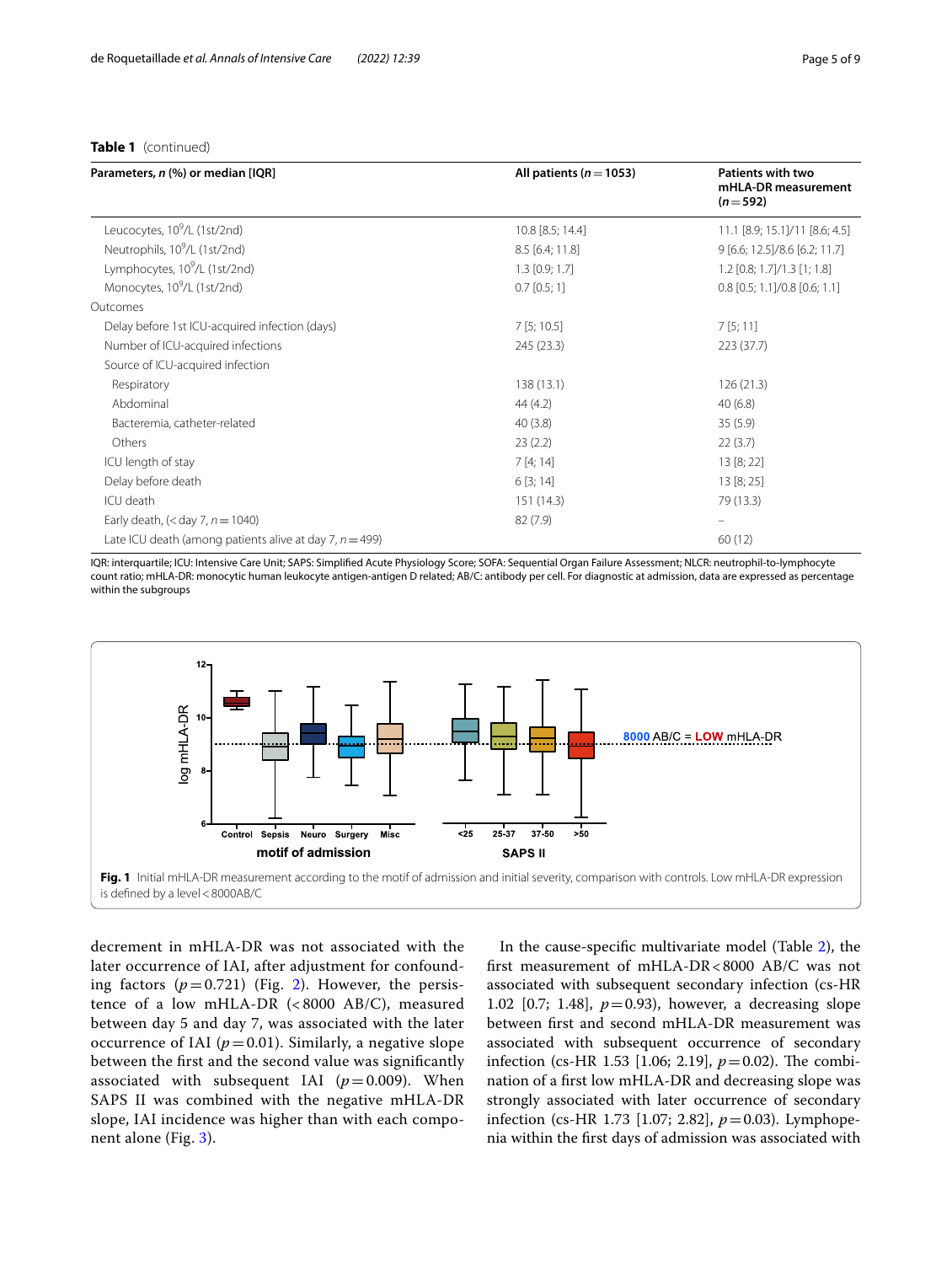**Table 1** (continued)

| Parameters, *n* (%) or median [IQR] | All patients ($n=1053$) | Patients with two mHLA-DR measurement ($n=592$) |
|---|---|---|
| Leucocytes, $10^9$/L (1st/2nd) | 10.8 [8.5; 14.4] | 11.1 [8.9; 15.1]/11 [8.6; 4.5] |
| Neutrophils, $10^9$/L (1st/2nd) | 8.5 [6.4; 11.8] | 9 [6.6; 12.5]/8.6 [6.2; 11.7] |
| Lymphocytes, $10^9$/L (1st/2nd) | 1.3 [0.9; 1.7] | 1.2 [0.8; 1.7]/1.3 [1; 1.8] |
| Monocytes, $10^9$/L (1st/2nd) | 0.7 [0.5; 1] | 0.8 [0.5; 1.1]/0.8 [0.6; 1.1] |
| Outcomes | | |
| Delay before 1st ICU-acquired infection (days) | 7 [5; 10.5] | 7 [5; 11] |
| Number of ICU-acquired infections | 245 (23.3) | 223 (37.7) |
| Source of ICU-acquired infection | | |
| Respiratory | 138 (13.1) | 126 (21.3) |
| Abdominal | 44 (4.2) | 40 (6.8) |
| Bacteremia, catheter-related | 40 (3.8) | 35 (5.9) |
| Others | 23 (2.2) | 22 (3.7) |
| ICU length of stay | 7 [4; 14] | 13 [8; 22] |
| Delay before death | 6 [3; 14] | 13 [8; 25] |
| ICU death | 151 (14.3) | 79 (13.3) |
| Early death, (< day 7, $n=1040$) | 82 (7.9) | – |
| Late ICU death (among patients alive at day 7, $n=499$) | | 60 (12) |

IQR: interquartile; ICU: Intensive Care Unit; SAPS: Simplified Acute Physiology Score; SOFA: Sequential Organ Failure Assessment; NLCR: neutrophil-to-lymphocyte count ratio; mHLA-DR: monocytic human leukocyte antigen-antigen D related; AB/C: antibody per cell. For diagnostic at admission, data are expressed as percentage within the subgroups

**Fig. 1** Initial mHLA-DR measurement according to the motif of admission and initial severity, comparison with controls. Low mHLA-DR expression is defined by a level < 8000AB/C

decrement in mHLA-DR was not associated with the later occurrence of IAI, after adjustment for confounding factors ($p=0.721$) (Fig. 2). However, the persistence of a low mHLA-DR (< 8000 AB/C), measured between day 5 and day 7, was associated with the later occurrence of IAI ($p=0.01$). Similarly, a negative slope between the first and the second value was significantly associated with subsequent IAI ($p=0.009$). When SAPS II was combined with the negative mHLA-DR slope, IAI incidence was higher than with each component alone (Fig. 3).

In the cause-specific multivariate model (Table 2), the first measurement of mHLA-DR < 8000 AB/C was not associated with subsequent secondary infection (cs-HR 1.02 [0.7; 1.48], $p=0.93$), however, a decreasing slope between first and second mHLA-DR measurement was associated with subsequent occurrence of secondary infection (cs-HR 1.53 [1.06; 2.19], $p=0.02$). The combination of a first low mHLA-DR and decreasing slope was strongly associated with later occurrence of secondary infection (cs-HR 1.73 [1.07; 2.82], $p=0.03$). Lymphopenia within the first days of admission was associated with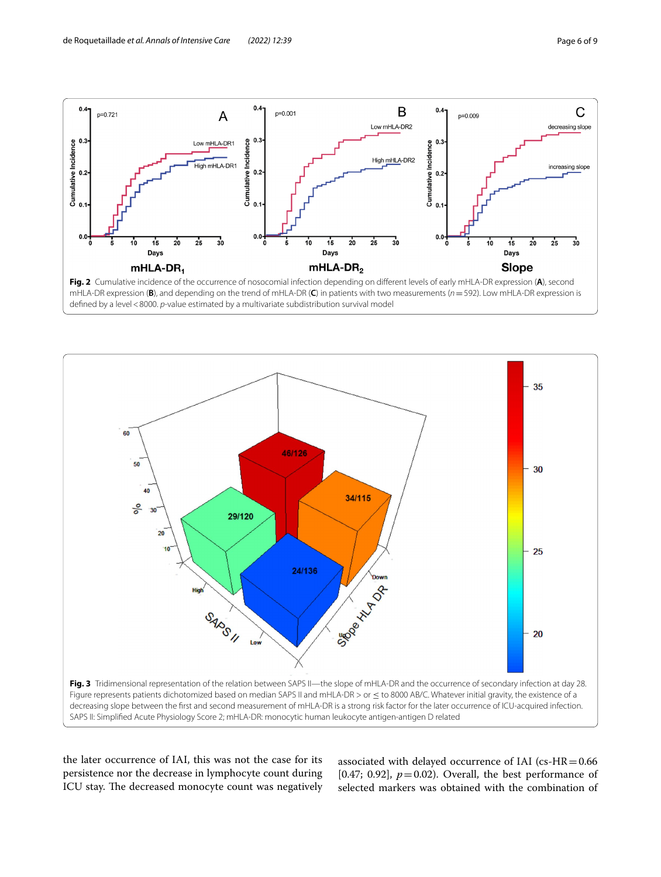**Fig. 2** Cumulative incidence of the occurrence of nosocomial infection depending on different levels of early mHLA-DR expression (**A**), second mHLA-DR expression (**B**), and depending on the trend of mHLA-DR (**C**) in patients with two measurements ($n=592$). Low mHLA-DR expression is defined by a level <8000. $p$-value estimated by a multivariate subdistribution survival model

**Fig. 3** Tridimensional representation of the relation between SAPS II—the slope of mHLA-DR and the occurrence of secondary infection at day 28. Figure represents patients dichotomized based on median SAPS II and mHLA-DR > or ≤ to 8000 AB/C. Whatever initial gravity, the existence of a decreasing slope between the first and second measurement of mHLA-DR is a strong risk factor for the later occurrence of ICU-acquired infection. SAPS II: Simplified Acute Physiology Score 2; mHLA-DR: monocytic human leukocyte antigen-antigen D related

the later occurrence of IAI, this was not the case for its persistence nor the decrease in lymphocyte count during ICU stay. The decreased monocyte count was negatively associated with delayed occurrence of IAI (cs-HR = 0.66 [0.47; 0.92], $p=0.02$). Overall, the best performance of selected markers was obtained with the combination of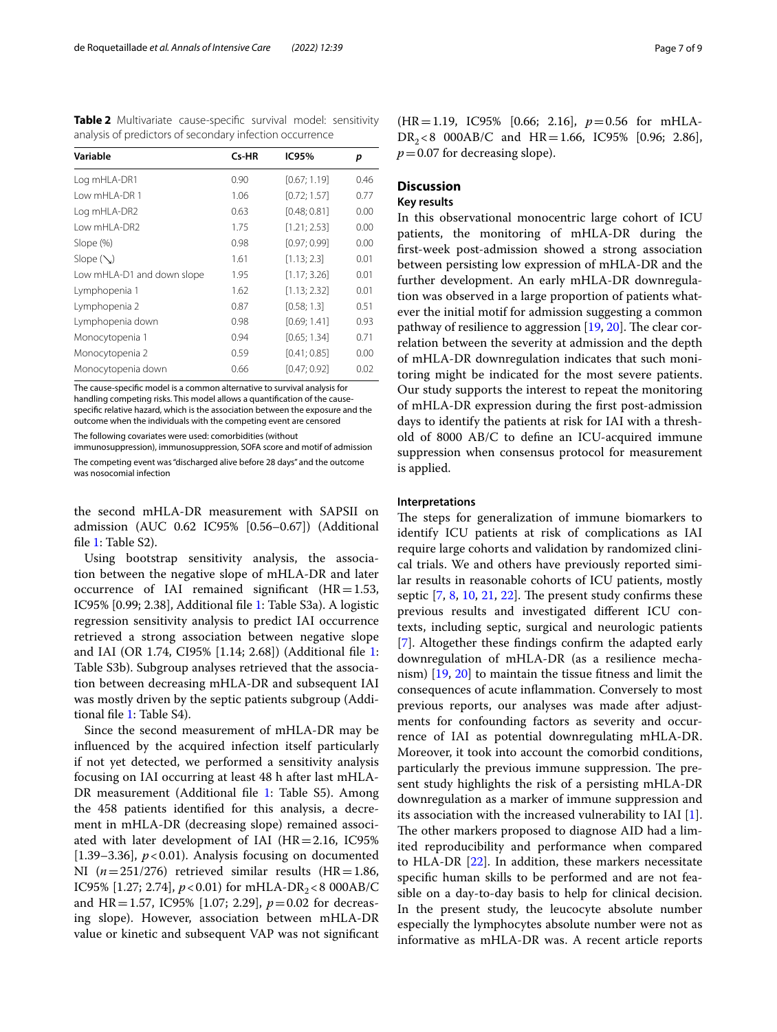**Table 2** Multivariate cause-specific survival model: sensitivity analysis of predictors of secondary infection occurrence

| Variable | Cs-HR | IC95% | p |
|---|---|---|---|
| Log mHLA-DR1 | 0.90 | [0.67; 1.19] | 0.46 |
| Low mHLA-DR 1 | 1.06 | [0.72; 1.57] | 0.77 |
| Log mHLA-DR2 | 0.63 | [0.48; 0.81] | 0.00 |
| Low mHLA-DR2 | 1.75 | [1.21; 2.53] | 0.00 |
| Slope (%) | 0.98 | [0.97; 0.99] | 0.00 |
| Slope (↘) | 1.61 | [1.13; 2.3] | 0.01 |
| Low mHLA-D1 and down slope | 1.95 | [1.17; 3.26] | 0.01 |
| Lymphopenia 1 | 1.62 | [1.13; 2.32] | 0.01 |
| Lymphopenia 2 | 0.87 | [0.58; 1.3] | 0.51 |
| Lymphopenia down | 0.98 | [0.69; 1.41] | 0.93 |
| Monocytopenia 1 | 0.94 | [0.65; 1.34] | 0.71 |
| Monocytopenia 2 | 0.59 | [0.41; 0.85] | 0.00 |
| Monocytopenia down | 0.66 | [0.47; 0.92] | 0.02 |

The cause-specific model is a common alternative to survival analysis for handling competing risks. This model allows a quantification of the cause-specific relative hazard, which is the association between the exposure and the outcome when the individuals with the competing event are censored

The following covariates were used: comorbidities (without immunosuppression), immunosuppression, SOFA score and motif of admission

The competing event was "discharged alive before 28 days" and the outcome was nosocomial infection

the second mHLA-DR measurement with SAPSII on admission (AUC 0.62 IC95% [0.56–0.67]) (Additional file 1: Table S2).

Using bootstrap sensitivity analysis, the association between the negative slope of mHLA-DR and later occurrence of IAI remained significant (HR = 1.53, IC95% [0.99; 2.38], Additional file 1: Table S3a). A logistic regression sensitivity analysis to predict IAI occurrence retrieved a strong association between negative slope and IAI (OR 1.74, CI95% [1.14; 2.68]) (Additional file 1: Table S3b). Subgroup analyses retrieved that the association between decreasing mHLA-DR and subsequent IAI was mostly driven by the septic patients subgroup (Additional file 1: Table S4).

Since the second measurement of mHLA-DR may be influenced by the acquired infection itself particularly if not yet detected, we performed a sensitivity analysis focusing on IAI occurring at least 48 h after last mHLA-DR measurement (Additional file 1: Table S5). Among the 458 patients identified for this analysis, a decrement in mHLA-DR (decreasing slope) remained associated with later development of IAI (HR = 2.16, IC95% [1.39–3.36], $p < 0.01$). Analysis focusing on documented NI ($n = 251/276$) retrieved similar results (HR = 1.86, IC95% [1.27; 2.74], $p < 0.01$) for mHLA-$DR_2$ < 8 000AB/C and HR = 1.57, IC95% [1.07; 2.29], $p = 0.02$ for decreasing slope). However, association between mHLA-DR value or kinetic and subsequent VAP was not significant (HR = 1.19, IC95% [0.66; 2.16], $p = 0.56$ for mHLA-$DR_2$ < 8 000AB/C and HR = 1.66, IC95% [0.96; 2.86], $p = 0.07$ for decreasing slope).

## Discussion

### Key results

In this observational monocentric large cohort of ICU patients, the monitoring of mHLA-DR during the first-week post-admission showed a strong association between persisting low expression of mHLA-DR and the further development. An early mHLA-DR downregulation was observed in a large proportion of patients whatever the initial motif for admission suggesting a common pathway of resilience to aggression [19, 20]. The clear correlation between the severity at admission and the depth of mHLA-DR downregulation indicates that such monitoring might be indicated for the most severe patients. Our study supports the interest to repeat the monitoring of mHLA-DR expression during the first post-admission days to identify the patients at risk for IAI with a threshold of 8000 AB/C to define an ICU-acquired immune suppression when consensus protocol for measurement is applied.

### Interpretations

The steps for generalization of immune biomarkers to identify ICU patients at risk of complications as IAI require large cohorts and validation by randomized clinical trials. We and others have previously reported similar results in reasonable cohorts of ICU patients, mostly septic [7, 8, 10, 21, 22]. The present study confirms these previous results and investigated different ICU contexts, including septic, surgical and neurologic patients [7]. Altogether these findings confirm the adapted early downregulation of mHLA-DR (as a resilience mechanism) [19, 20] to maintain the tissue fitness and limit the consequences of acute inflammation. Conversely to most previous reports, our analyses was made after adjustments for confounding factors as severity and occurrence of IAI as potential downregulating mHLA-DR. Moreover, it took into account the comorbid conditions, particularly the previous immune suppression. The present study highlights the risk of a persisting mHLA-DR downregulation as a marker of immune suppression and its association with the increased vulnerability to IAI [1]. The other markers proposed to diagnose AID had a limited reproducibility and performance when compared to HLA-DR [22]. In addition, these markers necessitate specific human skills to be performed and are not feasible on a day-to-day basis to help for clinical decision. In the present study, the leucocyte absolute number especially the lymphocytes absolute number were not as informative as mHLA-DR was. A recent article reports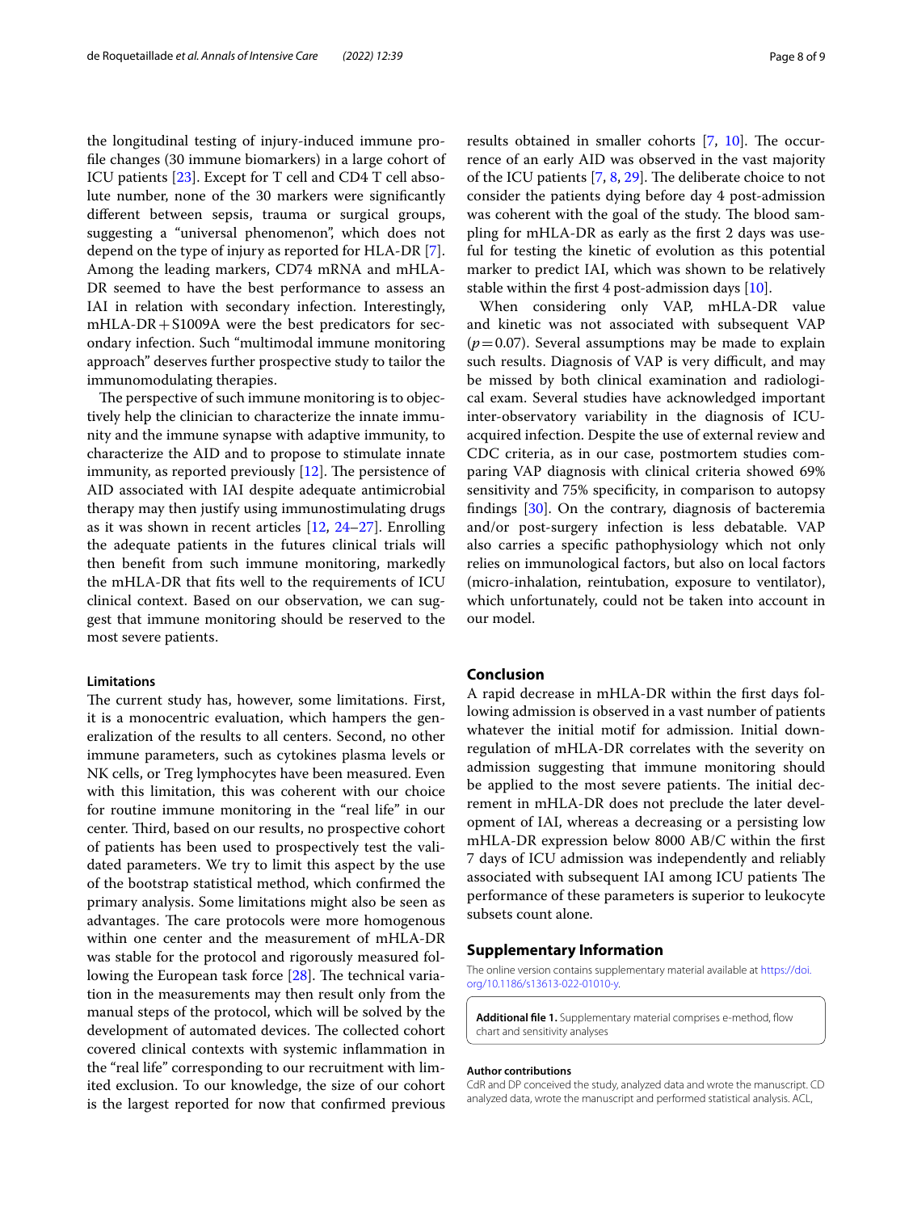the longitudinal testing of injury-induced immune profile changes (30 immune biomarkers) in a large cohort of ICU patients [23]. Except for T cell and CD4 T cell absolute number, none of the 30 markers were significantly different between sepsis, trauma or surgical groups, suggesting a "universal phenomenon", which does not depend on the type of injury as reported for HLA-DR [7]. Among the leading markers, CD74 mRNA and mHLA-DR seemed to have the best performance to assess an IAI in relation with secondary infection. Interestingly, mHLA-DR + S1009A were the best predicators for secondary infection. Such "multimodal immune monitoring approach" deserves further prospective study to tailor the immunomodulating therapies.

The perspective of such immune monitoring is to objectively help the clinician to characterize the innate immunity and the immune synapse with adaptive immunity, to characterize the AID and to propose to stimulate innate immunity, as reported previously [12]. The persistence of AID associated with IAI despite adequate antimicrobial therapy may then justify using immunostimulating drugs as it was shown in recent articles [12, 24–27]. Enrolling the adequate patients in the futures clinical trials will then benefit from such immune monitoring, markedly the mHLA-DR that fits well to the requirements of ICU clinical context. Based on our observation, we can suggest that immune monitoring should be reserved to the most severe patients.

#### Limitations

The current study has, however, some limitations. First, it is a monocentric evaluation, which hampers the generalization of the results to all centers. Second, no other immune parameters, such as cytokines plasma levels or NK cells, or Treg lymphocytes have been measured. Even with this limitation, this was coherent with our choice for routine immune monitoring in the "real life" in our center. Third, based on our results, no prospective cohort of patients has been used to prospectively test the validated parameters. We try to limit this aspect by the use of the bootstrap statistical method, which confirmed the primary analysis. Some limitations might also be seen as advantages. The care protocols were more homogenous within one center and the measurement of mHLA-DR was stable for the protocol and rigorously measured following the European task force [28]. The technical variation in the measurements may then result only from the manual steps of the protocol, which will be solved by the development of automated devices. The collected cohort covered clinical contexts with systemic inflammation in the "real life" corresponding to our recruitment with limited exclusion. To our knowledge, the size of our cohort is the largest reported for now that confirmed previous results obtained in smaller cohorts [7, 10]. The occurrence of an early AID was observed in the vast majority of the ICU patients [7, 8, 29]. The deliberate choice to not consider the patients dying before day 4 post-admission was coherent with the goal of the study. The blood sampling for mHLA-DR as early as the first 2 days was useful for testing the kinetic of evolution as this potential marker to predict IAI, which was shown to be relatively stable within the first 4 post-admission days [10].

When considering only VAP, mHLA-DR value and kinetic was not associated with subsequent VAP ($p = 0.07$). Several assumptions may be made to explain such results. Diagnosis of VAP is very difficult, and may be missed by both clinical examination and radiological exam. Several studies have acknowledged important inter-observatory variability in the diagnosis of ICU-acquired infection. Despite the use of external review and CDC criteria, as in our case, postmortem studies comparing VAP diagnosis with clinical criteria showed 69% sensitivity and 75% specificity, in comparison to autopsy findings [30]. On the contrary, diagnosis of bacteremia and/or post-surgery infection is less debatable. VAP also carries a specific pathophysiology which not only relies on immunological factors, but also on local factors (micro-inhalation, reintubation, exposure to ventilator), which unfortunately, could not be taken into account in our model.

## Conclusion

A rapid decrease in mHLA-DR within the first days following admission is observed in a vast number of patients whatever the initial motif for admission. Initial downregulation of mHLA-DR correlates with the severity on admission suggesting that immune monitoring should be applied to the most severe patients. The initial decrement in mHLA-DR does not preclude the later development of IAI, whereas a decreasing or a persisting low mHLA-DR expression below 8000 AB/C within the first 7 days of ICU admission was independently and reliably associated with subsequent IAI among ICU patients The performance of these parameters is superior to leukocyte subsets count alone.

## Supplementary Information

The online version contains supplementary material available at https://doi.org/10.1186/s13613-022-01010-y.

**Additional file 1.** Supplementary material comprises e-method, flow chart and sensitivity analyses

#### Author contributions

CdR and DP conceived the study, analyzed data and wrote the manuscript. CD analyzed data, wrote the manuscript and performed statistical analysis. ACL,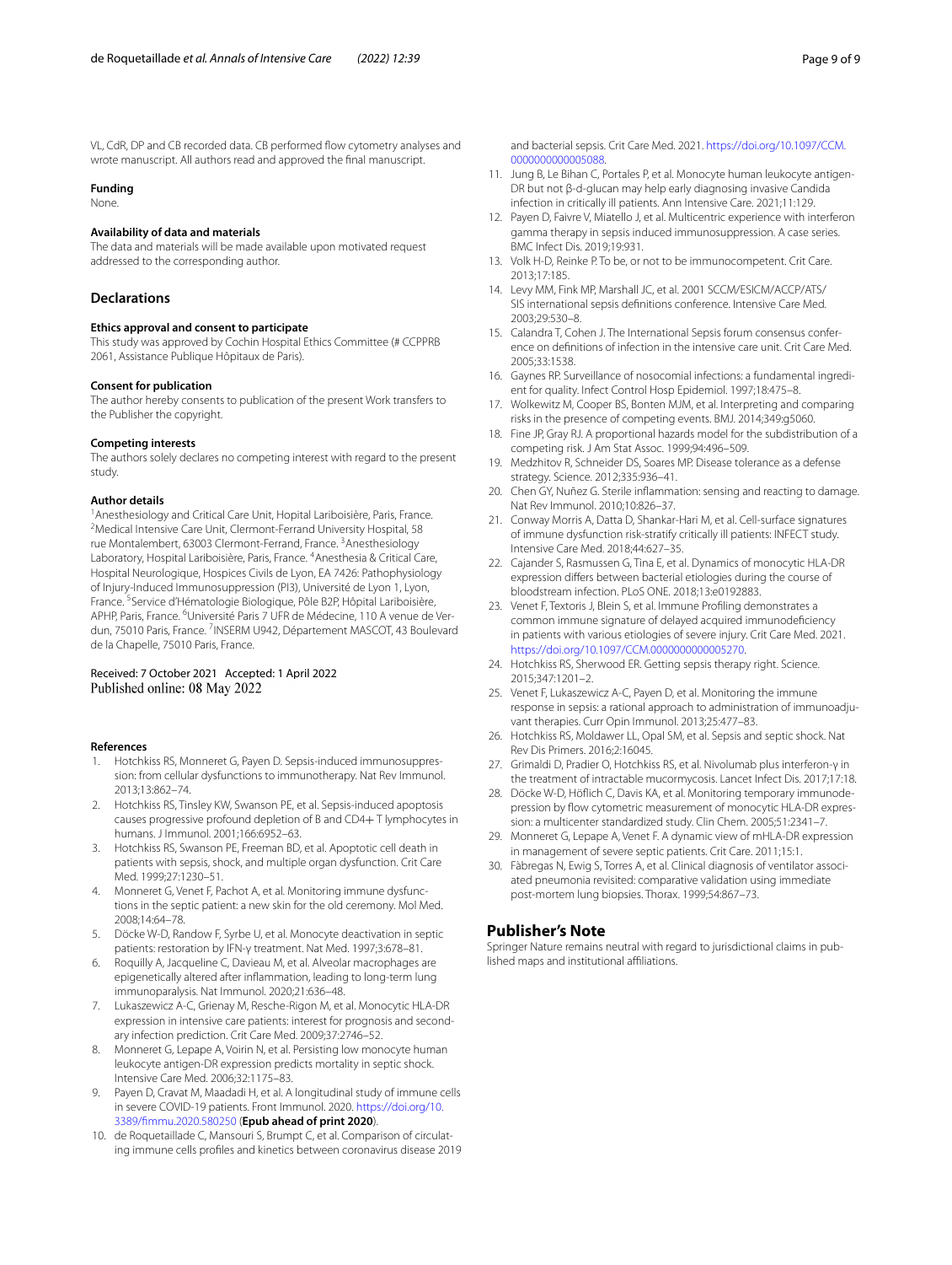VL, CdR, DP and CB recorded data. CB performed flow cytometry analyses and wrote manuscript. All authors read and approved the final manuscript.

#### Funding

None.

#### Availability of data and materials

The data and materials will be made available upon motivated request addressed to the corresponding author.

## Declarations

#### Ethics approval and consent to participate

This study was approved by Cochin Hospital Ethics Committee (# CCPPRB 2061, Assistance Publique Hôpitaux de Paris).

#### Consent for publication

The author hereby consents to publication of the present Work transfers to the Publisher the copyright.

#### Competing interests

The authors solely declares no competing interest with regard to the present study.

#### Author details

[1]Anesthesiology and Critical Care Unit, Hopital Lariboisière, Paris, France. [2]Medical Intensive Care Unit, Clermont-Ferrand University Hospital, 58 rue Montalembert, 63003 Clermont-Ferrand, France. [3]Anesthesiology Laboratory, Hospital Lariboisière, Paris, France. [4]Anesthesia & Critical Care, Hospital Neurologique, Hospices Civils de Lyon, EA 7426: Pathophysiology of Injury-Induced Immunosuppression (PI3), Université de Lyon 1, Lyon, France. [5]Service d'Hématologie Biologique, Pôle B2P, Hôpital Lariboisière, APHP, Paris, France. [6]Université Paris 7 UFR de Médecine, 110 A venue de Verdun, 75010 Paris, France. [7]INSERM U942, Département MASCOT, 43 Boulevard de la Chapelle, 75010 Paris, France.

Received: 7 October 2021 Accepted: 1 April 2022
Published online: 08 May 2022

#### References

1. Hotchkiss RS, Monneret G, Payen D. Sepsis-induced immunosuppression: from cellular dysfunctions to immunotherapy. Nat Rev Immunol. 2013;13:862–74.
2. Hotchkiss RS, Tinsley KW, Swanson PE, et al. Sepsis-induced apoptosis causes progressive profound depletion of B and CD4+ T lymphocytes in humans. J Immunol. 2001;166:6952–63.
3. Hotchkiss RS, Swanson PE, Freeman BD, et al. Apoptotic cell death in patients with sepsis, shock, and multiple organ dysfunction. Crit Care Med. 1999;27:1230–51.
4. Monneret G, Venet F, Pachot A, et al. Monitoring immune dysfunctions in the septic patient: a new skin for the old ceremony. Mol Med. 2008;14:64–78.
5. Döcke W-D, Randow F, Syrbe U, et al. Monocyte deactivation in septic patients: restoration by IFN-γ treatment. Nat Med. 1997;3:678–81.
6. Roquilly A, Jacqueline C, Davieau M, et al. Alveolar macrophages are epigenetically altered after inflammation, leading to long-term lung immunoparalysis. Nat Immunol. 2020;21:636–48.
7. Lukaszewicz A-C, Grienay M, Resche-Rigon M, et al. Monocytic HLA-DR expression in intensive care patients: interest for prognosis and secondary infection prediction. Crit Care Med. 2009;37:2746–52.
8. Monneret G, Lepape A, Voirin N, et al. Persisting low monocyte human leukocyte antigen-DR expression predicts mortality in septic shock. Intensive Care Med. 2006;32:1175–83.
9. Payen D, Cravat M, Maadadi H, et al. A longitudinal study of immune cells in severe COVID-19 patients. Front Immunol. 2020. https://doi.org/10.3389/fimmu.2020.580250 (**Epub ahead of print 2020**).
10. de Roquetaillade C, Mansouri S, Brumpt C, et al. Comparison of circulating immune cells profiles and kinetics between coronavirus disease 2019 and bacterial sepsis. Crit Care Med. 2021. https://doi.org/10.1097/CCM.0000000000005088.
11. Jung B, Le Bihan C, Portales P, et al. Monocyte human leukocyte antigen-DR but not β-d-glucan may help early diagnosing invasive Candida infection in critically ill patients. Ann Intensive Care. 2021;11:129.
12. Payen D, Faivre V, Miatello J, et al. Multicentric experience with interferon gamma therapy in sepsis induced immunosuppression. A case series. BMC Infect Dis. 2019;19:931.
13. Volk H-D, Reinke P. To be, or not to be immunocompetent. Crit Care. 2013;17:185.
14. Levy MM, Fink MP, Marshall JC, et al. 2001 SCCM/ESICM/ACCP/ATS/SIS international sepsis definitions conference. Intensive Care Med. 2003;29:530–8.
15. Calandra T, Cohen J. The International Sepsis forum consensus conference on definitions of infection in the intensive care unit. Crit Care Med. 2005;33:1538.
16. Gaynes RP. Surveillance of nosocomial infections: a fundamental ingredient for quality. Infect Control Hosp Epidemiol. 1997;18:475–8.
17. Wolkewitz M, Cooper BS, Bonten MJM, et al. Interpreting and comparing risks in the presence of competing events. BMJ. 2014;349:g5060.
18. Fine JP, Gray RJ. A proportional hazards model for the subdistribution of a competing risk. J Am Stat Assoc. 1999;94:496–509.
19. Medzhitov R, Schneider DS, Soares MP. Disease tolerance as a defense strategy. Science. 2012;335:936–41.
20. Chen GY, Nuñez G. Sterile inflammation: sensing and reacting to damage. Nat Rev Immunol. 2010;10:826–37.
21. Conway Morris A, Datta D, Shankar-Hari M, et al. Cell-surface signatures of immune dysfunction risk-stratify critically ill patients: INFECT study. Intensive Care Med. 2018;44:627–35.
22. Cajander S, Rasmussen G, Tina E, et al. Dynamics of monocytic HLA-DR expression differs between bacterial etiologies during the course of bloodstream infection. PLoS ONE. 2018;13:e0192883.
23. Venet F, Textoris J, Blein S, et al. Immune Profiling demonstrates a common immune signature of delayed acquired immunodeficiency in patients with various etiologies of severe injury. Crit Care Med. 2021. https://doi.org/10.1097/CCM.0000000000005270.
24. Hotchkiss RS, Sherwood ER. Getting sepsis therapy right. Science. 2015;347:1201–2.
25. Venet F, Lukaszewicz A-C, Payen D, et al. Monitoring the immune response in sepsis: a rational approach to administration of immunoadjuvant therapies. Curr Opin Immunol. 2013;25:477–83.
26. Hotchkiss RS, Moldawer LL, Opal SM, et al. Sepsis and septic shock. Nat Rev Dis Primers. 2016;2:16045.
27. Grimaldi D, Pradier O, Hotchkiss RS, et al. Nivolumab plus interferon-γ in the treatment of intractable mucormycosis. Lancet Infect Dis. 2017;17:18.
28. Döcke W-D, Höflich C, Davis KA, et al. Monitoring temporary immunodepression by flow cytometric measurement of monocytic HLA-DR expression: a multicenter standardized study. Clin Chem. 2005;51:2341–7.
29. Monneret G, Lepape A, Venet F. A dynamic view of mHLA-DR expression in management of severe septic patients. Crit Care. 2011;15:1.
30. Fàbregas N, Ewig S, Torres A, et al. Clinical diagnosis of ventilator associated pneumonia revisited: comparative validation using immediate post-mortem lung biopsies. Thorax. 1999;54:867–73.

## Publisher's Note

Springer Nature remains neutral with regard to jurisdictional claims in published maps and institutional affiliations.